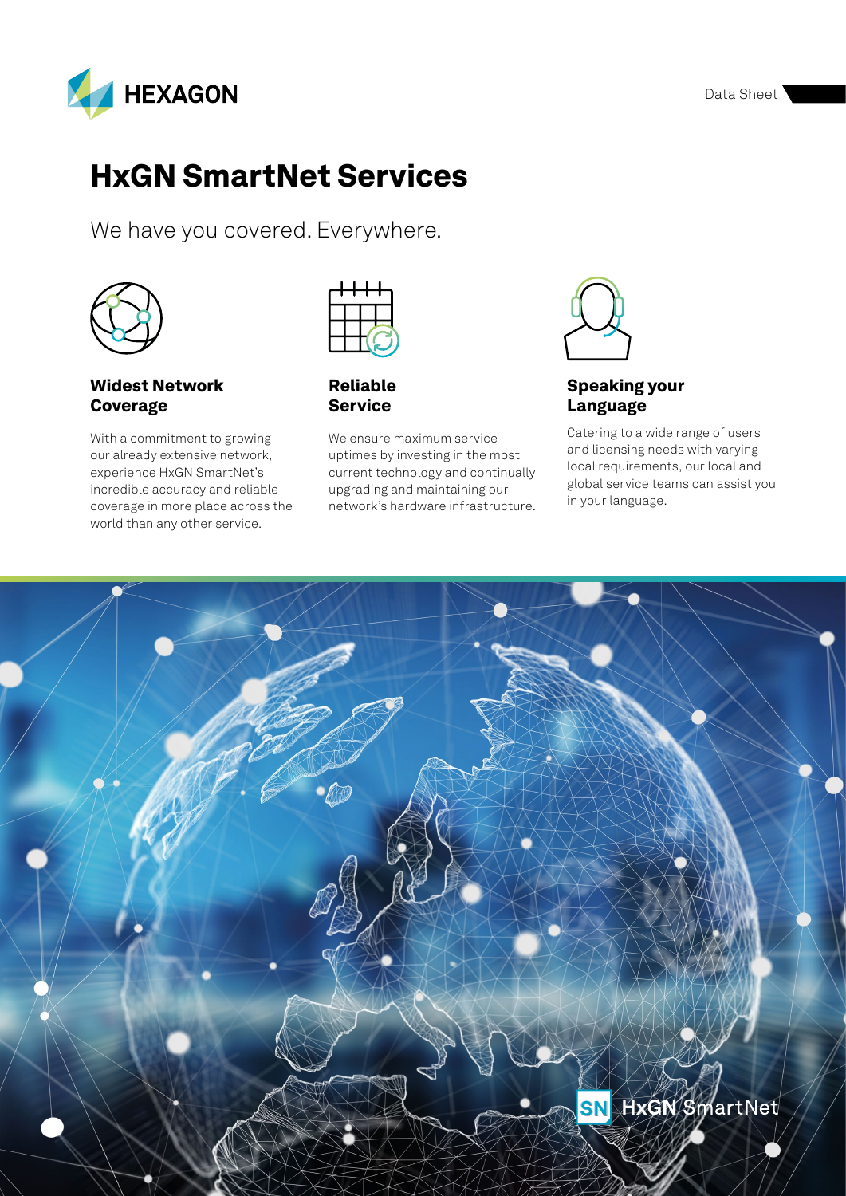# HxGN SmartNet Services

We have you covered. Everywhere.

### Widest Network Coverage

With a commitment to growing our already extensive network, experience HxGN SmartNet's incredible accuracy and reliable coverage in more place across the world than any other service.

### Reliable Service

We ensure maximum service uptimes by investing in the most current technology and continually upgrading and maintaining our network's hardware infrastructure.

### Speaking your Language

Catering to a wide range of users and licensing needs with varying local requirements, our local and global service teams can assist you in your language.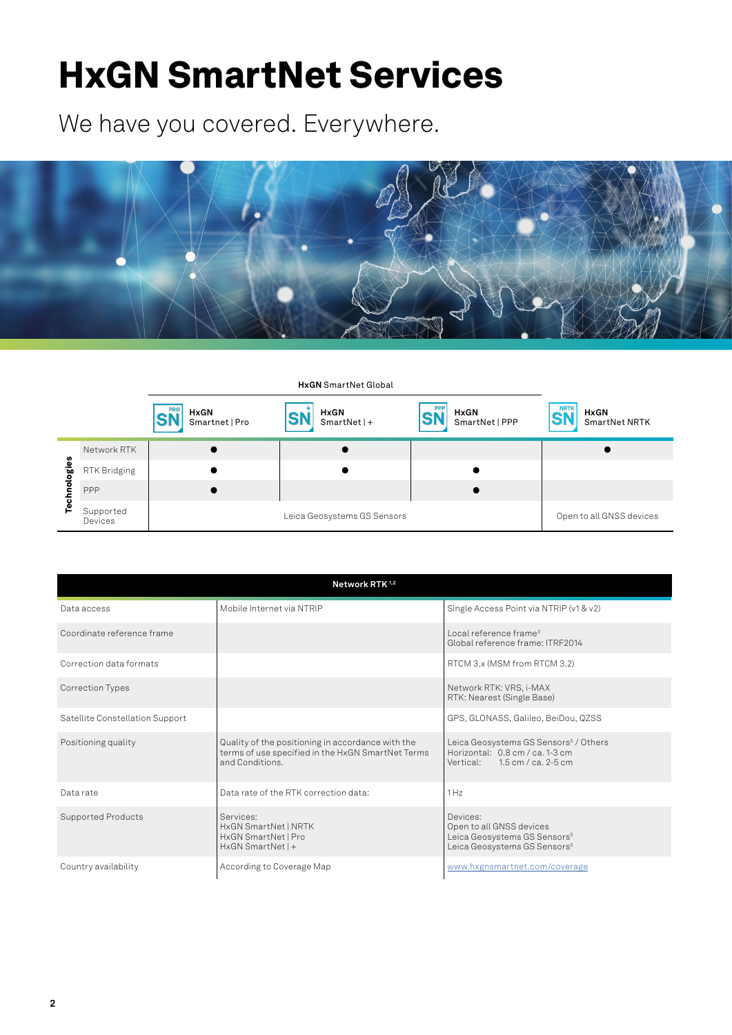# HxGN SmartNet Services

We have you covered. Everywhere.

| | | **HxGN** SmartNet Global | | | |
|---|---|---|---|---|---|
| | | **HxGN** Smartnet \| Pro | **HxGN** SmartNet \| + | **HxGN** SmartNet \| PPP | **HxGN** SmartNet NRTK |
| Technologies | Network RTK | ● | ● | | ● |
| | RTK Bridging | ● | ● | ● | |
| | PPP | ● | | ● | |
| | Supported Devices | Leica Geosystems GS Sensors | | | Open to all GNSS devices |

| **Network RTK** [1,2] | | |
|---|---|---|
| Data access | Mobile Internet via NTRIP | Single Access Point via NTRIP (v1 & v2) |
| Coordinate reference frame | | Local reference frame[3]<br>Global reference frame: ITRF2014 |
| Correction data formats | | RTCM 3.x (MSM from RTCM 3.2) |
| Correction Types | | Network RTK: VRS, i-MAX<br>RTK: Nearest (Single Base) |
| Satellite Constellation Support | | GPS, GLONASS, Galileo, BeiDou, QZSS |
| Positioning quality | Quality of the positioning in accordance with the terms of use specified in the HxGN SmartNet Terms and Conditions. | Leica Geosystems GS Sensors[5] / Others<br>Horizontal: 0.8 cm / ca. 1-3 cm<br>Vertical: 1.5 cm / ca. 2-5 cm |
| Data rate | Data rate of the RTK correction data: | 1 Hz |
| Supported Products | Services:<br>HxGN SmartNet \| NRTK<br>HxGN SmartNet \| Pro<br>HxGN SmartNet \| + | Devices:<br>Open to all GNSS devices<br>Leica Geosystems GS Sensors[5]<br>Leica Geosystems GS Sensors[5] |
| Country availability | According to Coverage Map | www.hxgnsmartnet.com/coverage |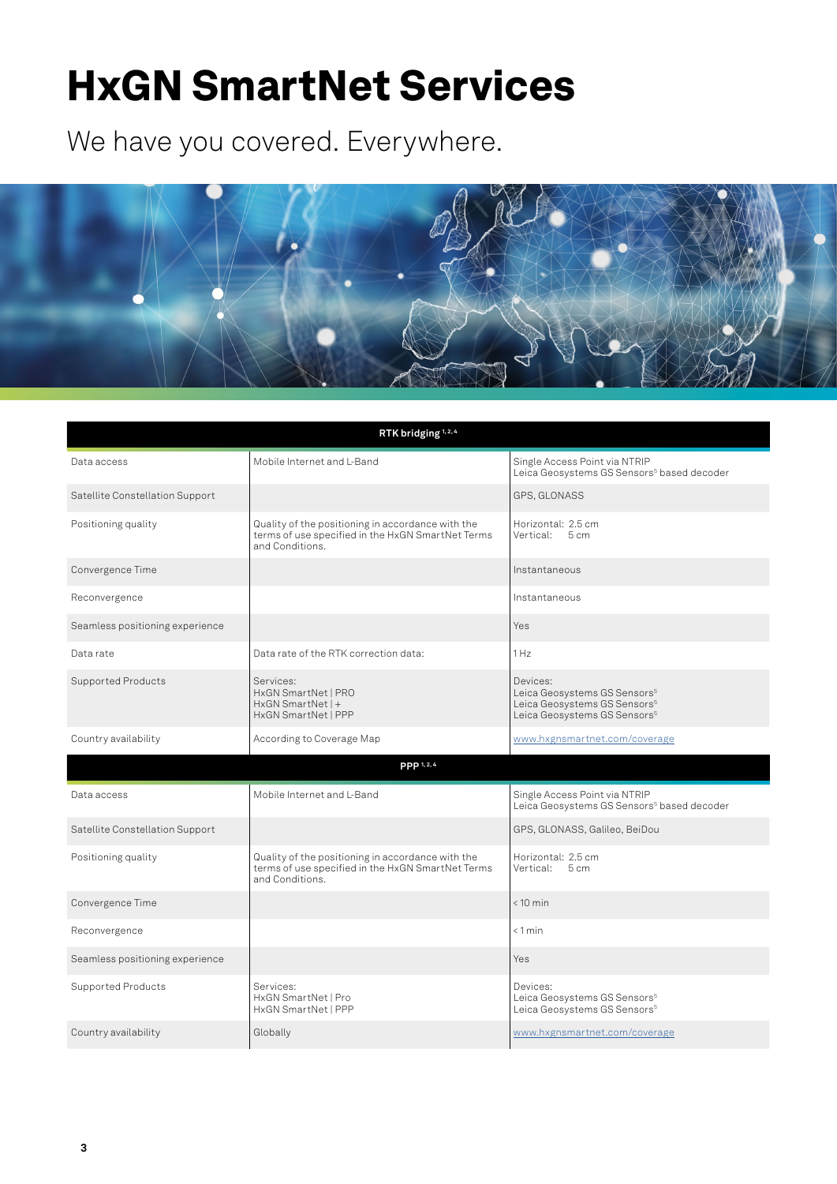# HxGN SmartNet Services

We have you covered. Everywhere.

| RTK bridging [1,2,4] | | |
|---|---|---|
| Data access | Mobile Internet and L-Band | Single Access Point via NTRIP<br>Leica Geosystems GS Sensors[5] based decoder |
| Satellite Constellation Support | | GPS, GLONASS |
| Positioning quality | Quality of the positioning in accordance with the terms of use specified in the HxGN SmartNet Terms and Conditions. | Horizontal: 2.5 cm<br>Vertical: 5 cm |
| Convergence Time | | Instantaneous |
| Reconvergence | | Instantaneous |
| Seamless positioning experience | | Yes |
| Data rate | Data rate of the RTK correction data: | 1 Hz |
| Supported Products | Services:<br>HxGN SmartNet \| PRO<br>HxGN SmartNet \| +<br>HxGN SmartNet \| PPP | Devices:<br>Leica Geosystems GS Sensors[5]<br>Leica Geosystems GS Sensors[5]<br>Leica Geosystems GS Sensors[5] |
| Country availability | According to Coverage Map | www.hxgnsmartnet.com/coverage |

| PPP [1,2,4] | | |
|---|---|---|
| Data access | Mobile Internet and L-Band | Single Access Point via NTRIP<br>Leica Geosystems GS Sensors[5] based decoder |
| Satellite Constellation Support | | GPS, GLONASS, Galileo, BeiDou |
| Positioning quality | Quality of the positioning in accordance with the terms of use specified in the HxGN SmartNet Terms and Conditions. | Horizontal: 2.5 cm<br>Vertical: 5 cm |
| Convergence Time | | < 10 min |
| Reconvergence | | < 1 min |
| Seamless positioning experience | | Yes |
| Supported Products | Services:<br>HxGN SmartNet \| Pro<br>HxGN SmartNet \| PPP | Devices:<br>Leica Geosystems GS Sensors[5]<br>Leica Geosystems GS Sensors[5] |
| Country availability | Globally | www.hxgnsmartnet.com/coverage |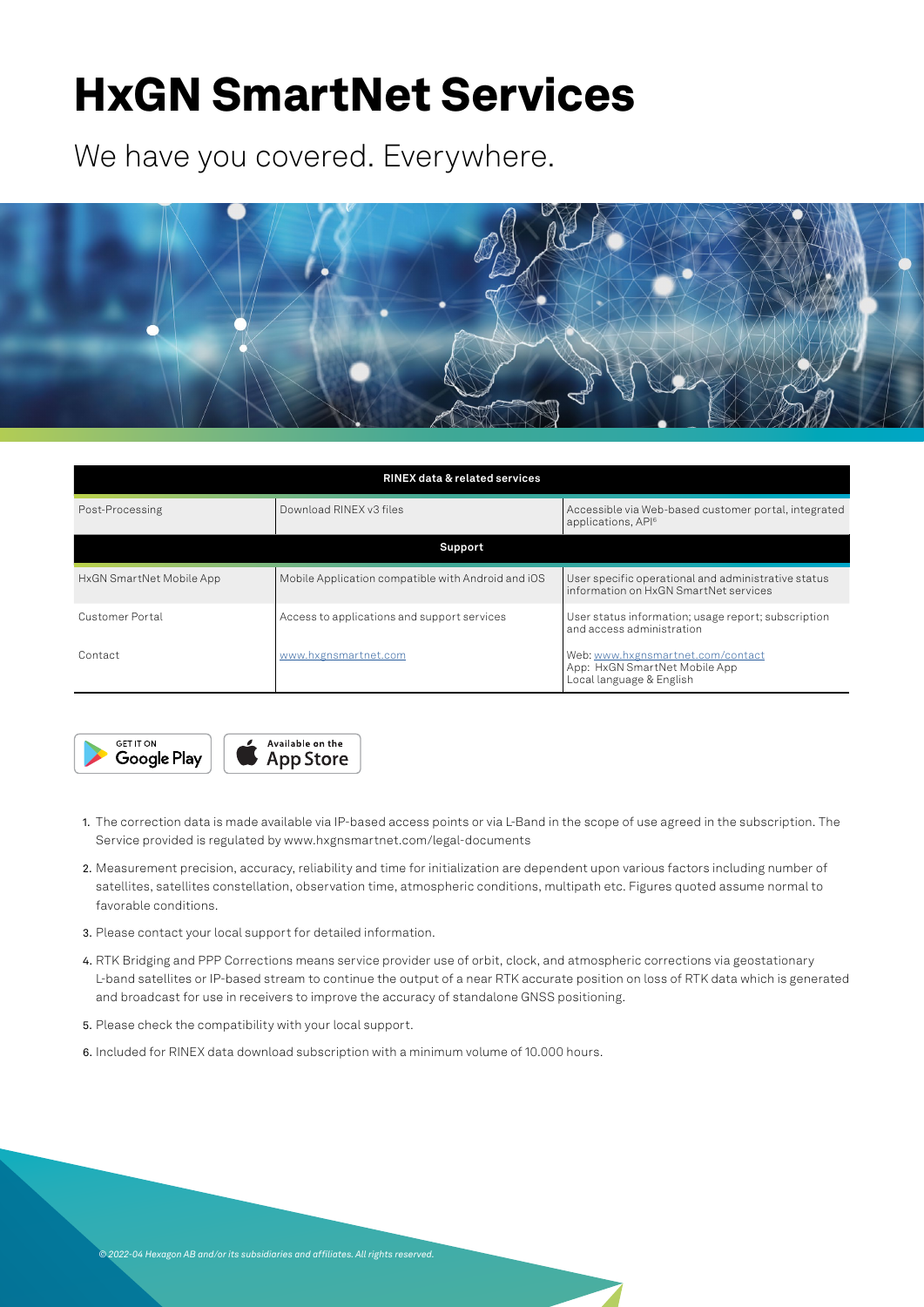# HxGN SmartNet Services

We have you covered. Everywhere.

| RINEX data & related services | | |
|---|---|---|
| Post-Processing | Download RINEX v3 files | Accessible via Web-based customer portal, integrated applications, API[6] |
| **Support** | | |
| HxGN SmartNet Mobile App | Mobile Application compatible with Android and iOS | User specific operational and administrative status information on HxGN SmartNet services |
| Customer Portal | Access to applications and support services | User status information; usage report; subscription and access administration |
| Contact | www.hxgnsmartnet.com | Web: www.hxgnsmartnet.com/contact<br>App: HxGN SmartNet Mobile App<br>Local language & English |

GET IT ON Google Play

Available on the App Store

1. The correction data is made available via IP-based access points or via L-Band in the scope of use agreed in the subscription. The Service provided is regulated by www.hxgnsmartnet.com/legal-documents
2. Measurement precision, accuracy, reliability and time for initialization are dependent upon various factors including number of satellites, satellites constellation, observation time, atmospheric conditions, multipath etc. Figures quoted assume normal to favorable conditions.
3. Please contact your local support for detailed information.
4. RTK Bridging and PPP Corrections means service provider use of orbit, clock, and atmospheric corrections via geostationary L-band satellites or IP-based stream to continue the output of a near RTK accurate position on loss of RTK data which is generated and broadcast for use in receivers to improve the accuracy of standalone GNSS positioning.
5. Please check the compatibility with your local support.
6. Included for RINEX data download subscription with a minimum volume of 10.000 hours.

*© 2022-04 Hexagon AB and/or its subsidiaries and affiliates. All rights reserved.*